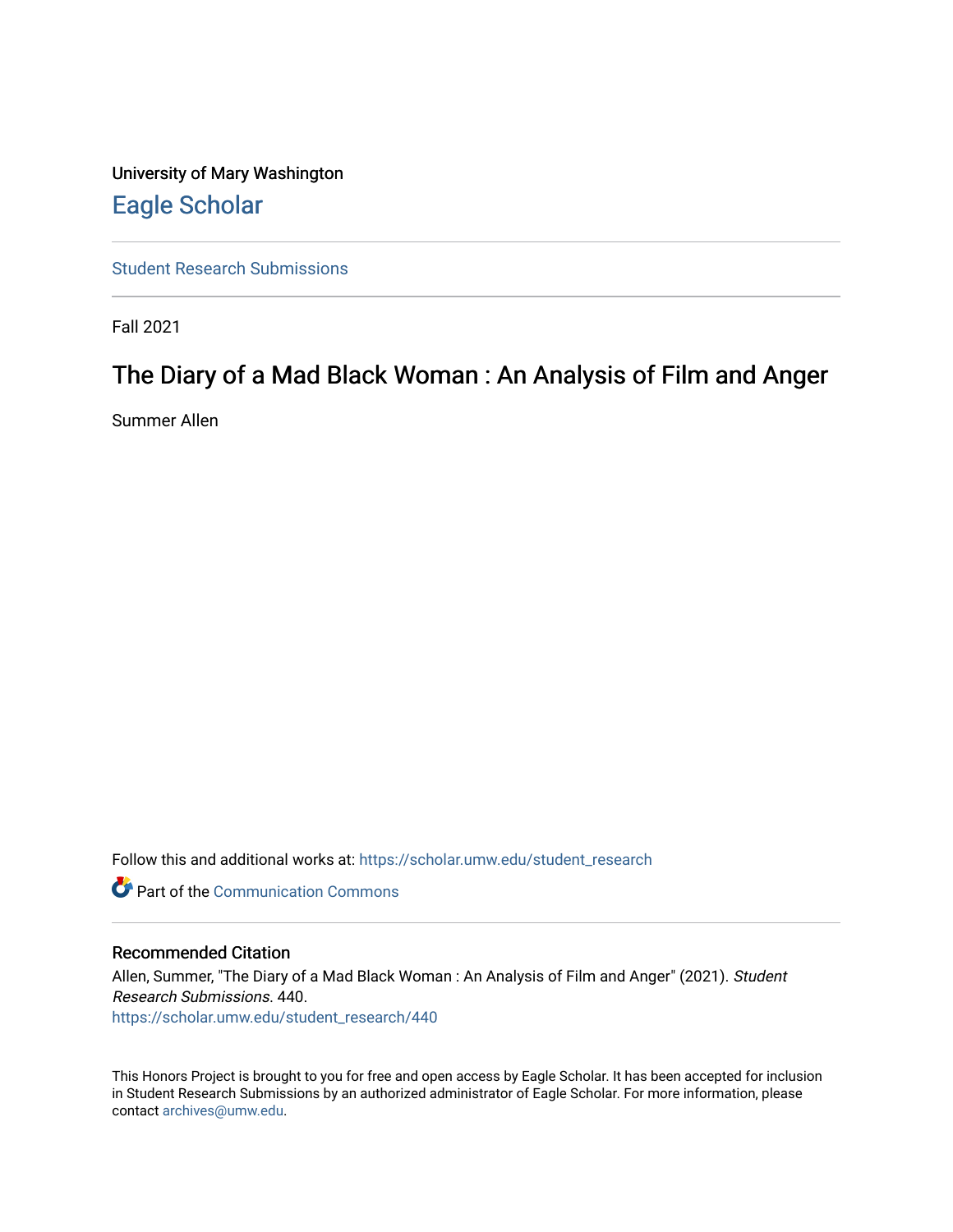University of Mary Washington

Eagle Scholar

Student Research Submissions

Fall 2021

# The Diary of a Mad Black Woman : An Analysis of Film and Anger

Summer Allen

Follow this and additional works at: https://scholar.umw.edu/student_research

Part of the Communication Commons

## Recommended Citation

Allen, Summer, "The Diary of a Mad Black Woman : An Analysis of Film and Anger" (2021). *Student Research Submissions*. 440.
https://scholar.umw.edu/student_research/440

This Honors Project is brought to you for free and open access by Eagle Scholar. It has been accepted for inclusion in Student Research Submissions by an authorized administrator of Eagle Scholar. For more information, please contact archives@umw.edu.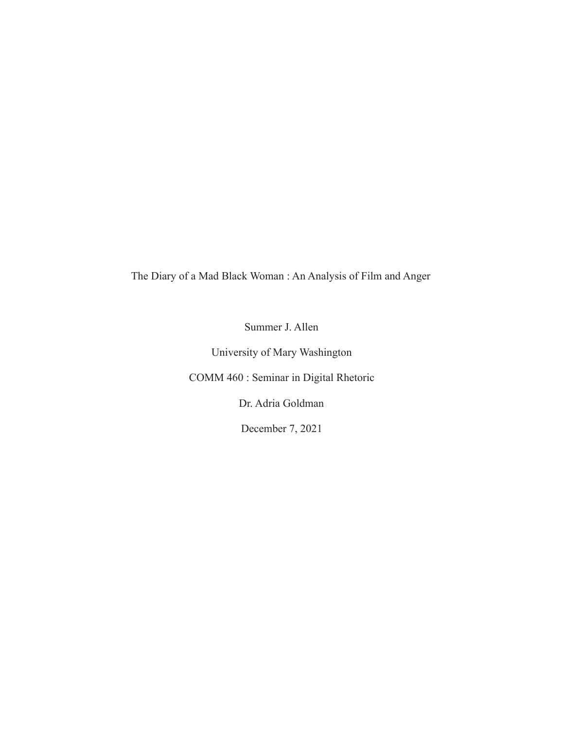The Diary of a Mad Black Woman : An Analysis of Film and Anger

Summer J. Allen

University of Mary Washington

COMM 460 : Seminar in Digital Rhetoric

Dr. Adria Goldman

December 7, 2021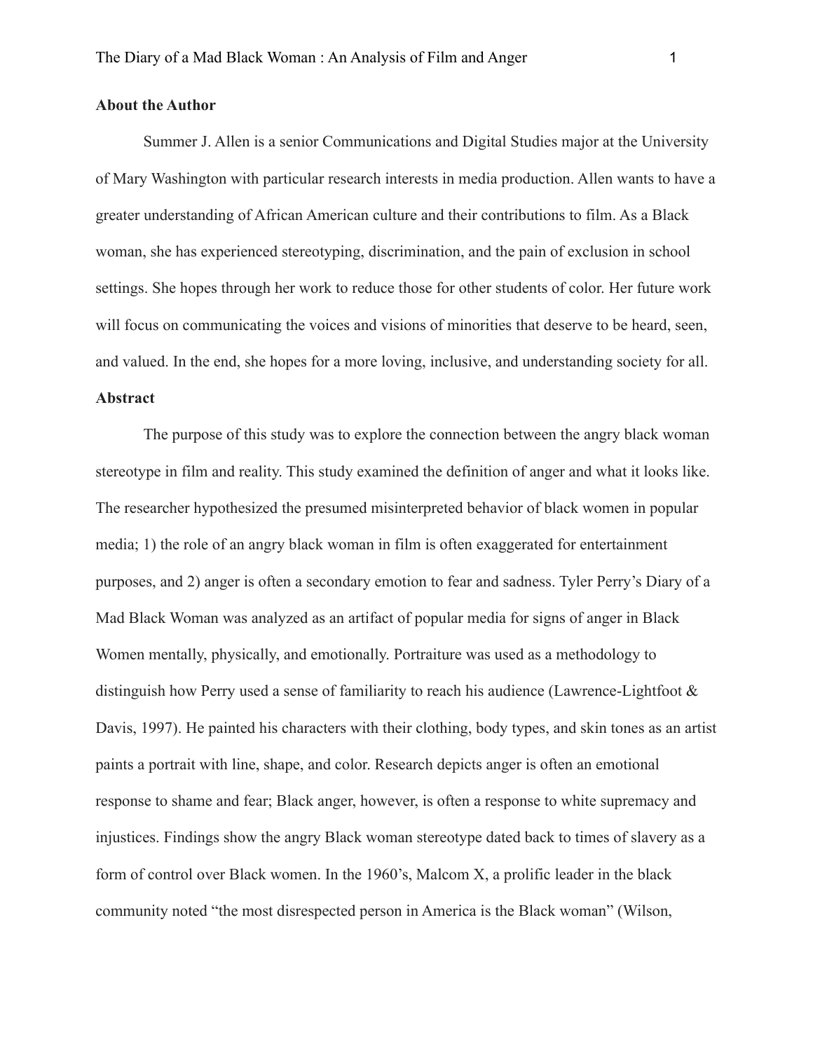**About the Author**

Summer J. Allen is a senior Communications and Digital Studies major at the University of Mary Washington with particular research interests in media production. Allen wants to have a greater understanding of African American culture and their contributions to film. As a Black woman, she has experienced stereotyping, discrimination, and the pain of exclusion in school settings. She hopes through her work to reduce those for other students of color. Her future work will focus on communicating the voices and visions of minorities that deserve to be heard, seen, and valued. In the end, she hopes for a more loving, inclusive, and understanding society for all.

**Abstract**

The purpose of this study was to explore the connection between the angry black woman stereotype in film and reality. This study examined the definition of anger and what it looks like. The researcher hypothesized the presumed misinterpreted behavior of black women in popular media; 1) the role of an angry black woman in film is often exaggerated for entertainment purposes, and 2) anger is often a secondary emotion to fear and sadness. Tyler Perry's Diary of a Mad Black Woman was analyzed as an artifact of popular media for signs of anger in Black Women mentally, physically, and emotionally. Portraiture was used as a methodology to distinguish how Perry used a sense of familiarity to reach his audience (Lawrence-Lightfoot & Davis, 1997). He painted his characters with their clothing, body types, and skin tones as an artist paints a portrait with line, shape, and color. Research depicts anger is often an emotional response to shame and fear; Black anger, however, is often a response to white supremacy and injustices. Findings show the angry Black woman stereotype dated back to times of slavery as a form of control over Black women. In the 1960's, Malcom X, a prolific leader in the black community noted "the most disrespected person in America is the Black woman" (Wilson,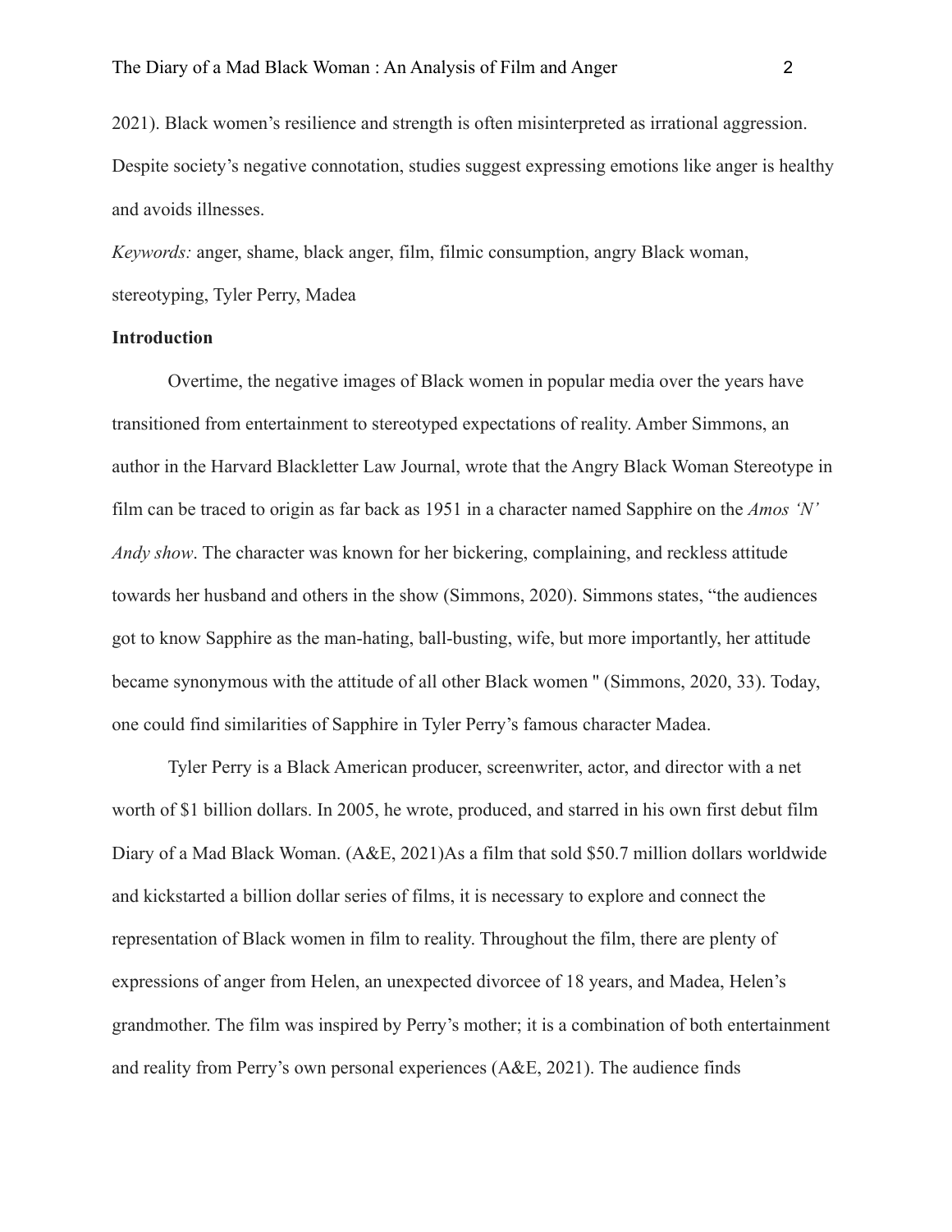2021). Black women's resilience and strength is often misinterpreted as irrational aggression. Despite society's negative connotation, studies suggest expressing emotions like anger is healthy and avoids illnesses.

*Keywords:* anger, shame, black anger, film, filmic consumption, angry Black woman, stereotyping, Tyler Perry, Madea

**Introduction**

Overtime, the negative images of Black women in popular media over the years have transitioned from entertainment to stereotyped expectations of reality. Amber Simmons, an author in the Harvard Blackletter Law Journal, wrote that the Angry Black Woman Stereotype in film can be traced to origin as far back as 1951 in a character named Sapphire on the *Amos 'N' Andy show*. The character was known for her bickering, complaining, and reckless attitude towards her husband and others in the show (Simmons, 2020). Simmons states, "the audiences got to know Sapphire as the man-hating, ball-busting, wife, but more importantly, her attitude became synonymous with the attitude of all other Black women " (Simmons, 2020, 33). Today, one could find similarities of Sapphire in Tyler Perry's famous character Madea.

Tyler Perry is a Black American producer, screenwriter, actor, and director with a net worth of $1 billion dollars. In 2005, he wrote, produced, and starred in his own first debut film Diary of a Mad Black Woman. (A&E, 2021)As a film that sold $50.7 million dollars worldwide and kickstarted a billion dollar series of films, it is necessary to explore and connect the representation of Black women in film to reality. Throughout the film, there are plenty of expressions of anger from Helen, an unexpected divorcee of 18 years, and Madea, Helen's grandmother. The film was inspired by Perry's mother; it is a combination of both entertainment and reality from Perry's own personal experiences (A&E, 2021). The audience finds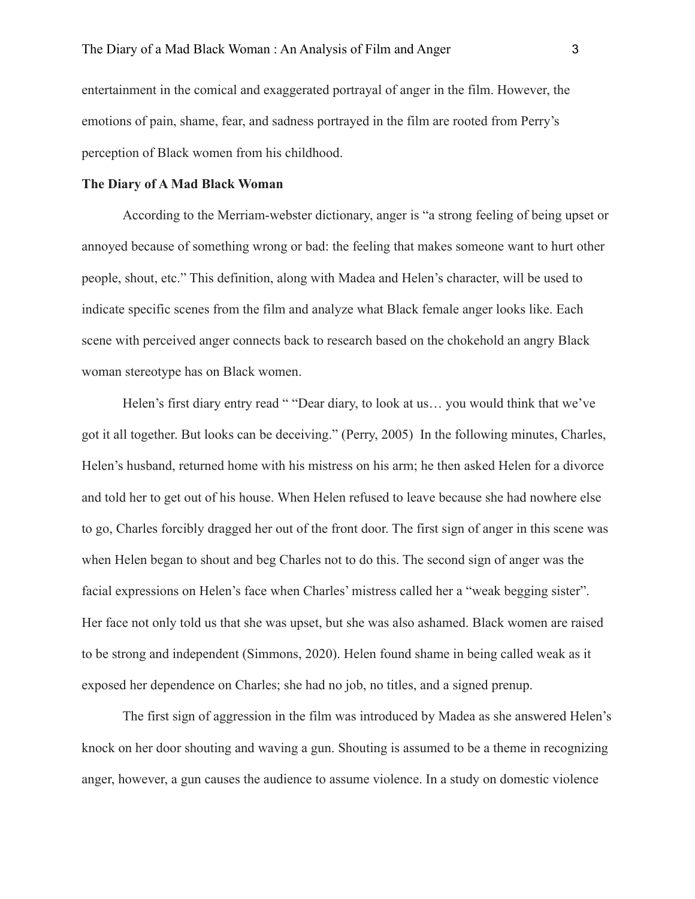entertainment in the comical and exaggerated portrayal of anger in the film. However, the emotions of pain, shame, fear, and sadness portrayed in the film are rooted from Perry's perception of Black women from his childhood.

**The Diary of A Mad Black Woman**

According to the Merriam-webster dictionary, anger is "a strong feeling of being upset or annoyed because of something wrong or bad: the feeling that makes someone want to hurt other people, shout, etc." This definition, along with Madea and Helen's character, will be used to indicate specific scenes from the film and analyze what Black female anger looks like. Each scene with perceived anger connects back to research based on the chokehold an angry Black woman stereotype has on Black women.

Helen's first diary entry read " "Dear diary, to look at us… you would think that we've got it all together. But looks can be deceiving." (Perry, 2005) In the following minutes, Charles, Helen's husband, returned home with his mistress on his arm; he then asked Helen for a divorce and told her to get out of his house. When Helen refused to leave because she had nowhere else to go, Charles forcibly dragged her out of the front door. The first sign of anger in this scene was when Helen began to shout and beg Charles not to do this. The second sign of anger was the facial expressions on Helen's face when Charles' mistress called her a "weak begging sister". Her face not only told us that she was upset, but she was also ashamed. Black women are raised to be strong and independent (Simmons, 2020). Helen found shame in being called weak as it exposed her dependence on Charles; she had no job, no titles, and a signed prenup.

The first sign of aggression in the film was introduced by Madea as she answered Helen's knock on her door shouting and waving a gun. Shouting is assumed to be a theme in recognizing anger, however, a gun causes the audience to assume violence. In a study on domestic violence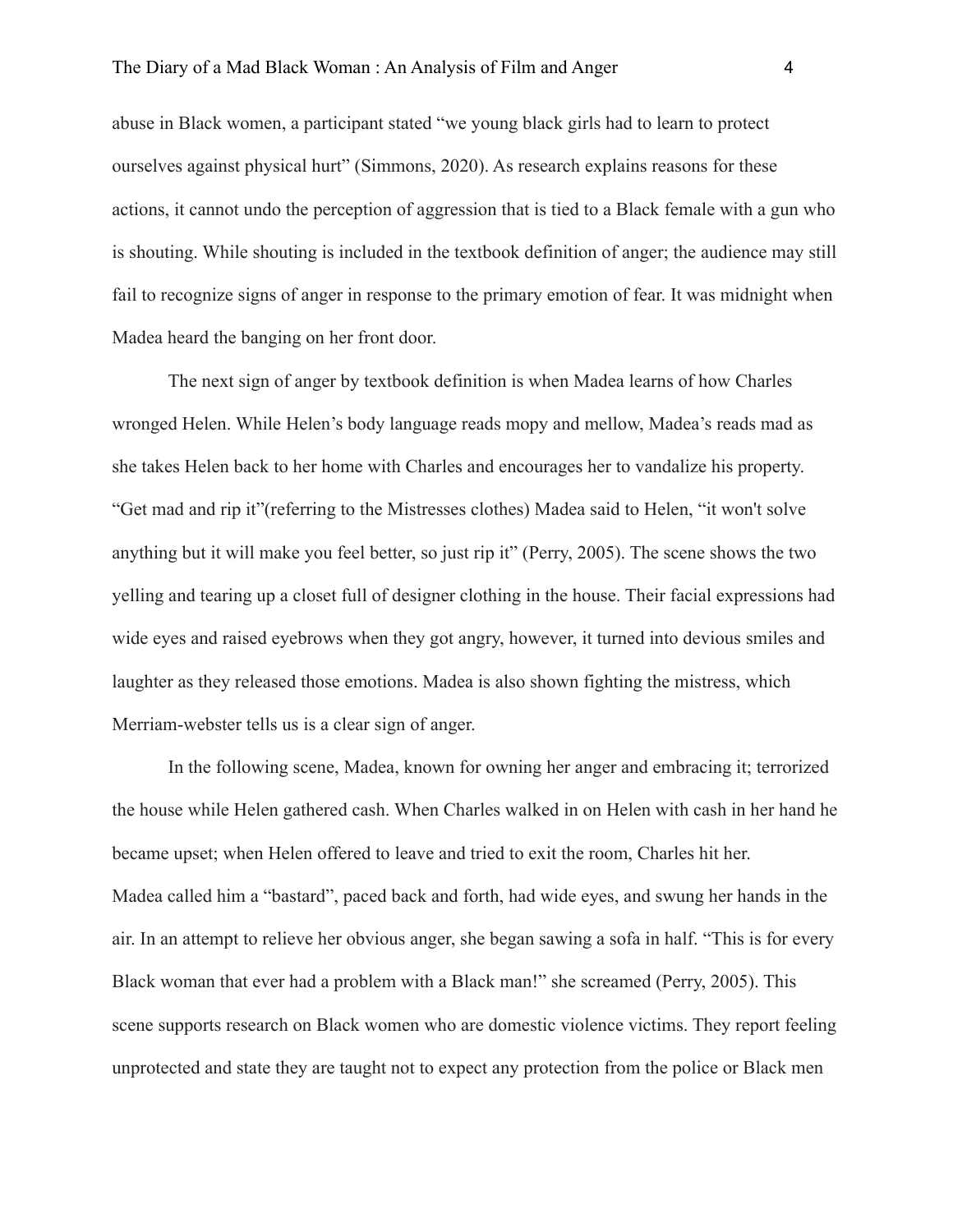abuse in Black women, a participant stated "we young black girls had to learn to protect ourselves against physical hurt" (Simmons, 2020). As research explains reasons for these actions, it cannot undo the perception of aggression that is tied to a Black female with a gun who is shouting. While shouting is included in the textbook definition of anger; the audience may still fail to recognize signs of anger in response to the primary emotion of fear. It was midnight when Madea heard the banging on her front door.

The next sign of anger by textbook definition is when Madea learns of how Charles wronged Helen. While Helen's body language reads mopy and mellow, Madea's reads mad as she takes Helen back to her home with Charles and encourages her to vandalize his property. "Get mad and rip it"(referring to the Mistresses clothes) Madea said to Helen, "it won't solve anything but it will make you feel better, so just rip it" (Perry, 2005). The scene shows the two yelling and tearing up a closet full of designer clothing in the house. Their facial expressions had wide eyes and raised eyebrows when they got angry, however, it turned into devious smiles and laughter as they released those emotions. Madea is also shown fighting the mistress, which Merriam-webster tells us is a clear sign of anger.

In the following scene, Madea, known for owning her anger and embracing it; terrorized the house while Helen gathered cash. When Charles walked in on Helen with cash in her hand he became upset; when Helen offered to leave and tried to exit the room, Charles hit her. Madea called him a "bastard", paced back and forth, had wide eyes, and swung her hands in the air. In an attempt to relieve her obvious anger, she began sawing a sofa in half. "This is for every Black woman that ever had a problem with a Black man!" she screamed (Perry, 2005). This scene supports research on Black women who are domestic violence victims. They report feeling unprotected and state they are taught not to expect any protection from the police or Black men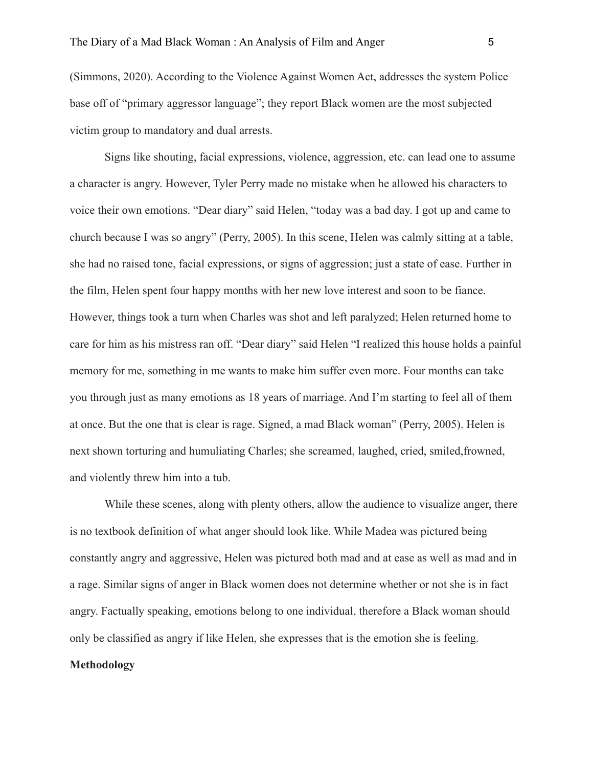(Simmons, 2020). According to the Violence Against Women Act, addresses the system Police base off of "primary aggressor language"; they report Black women are the most subjected victim group to mandatory and dual arrests.

Signs like shouting, facial expressions, violence, aggression, etc. can lead one to assume a character is angry. However, Tyler Perry made no mistake when he allowed his characters to voice their own emotions. "Dear diary" said Helen, "today was a bad day. I got up and came to church because I was so angry" (Perry, 2005). In this scene, Helen was calmly sitting at a table, she had no raised tone, facial expressions, or signs of aggression; just a state of ease. Further in the film, Helen spent four happy months with her new love interest and soon to be fiance. However, things took a turn when Charles was shot and left paralyzed; Helen returned home to care for him as his mistress ran off. "Dear diary" said Helen "I realized this house holds a painful memory for me, something in me wants to make him suffer even more. Four months can take you through just as many emotions as 18 years of marriage. And I'm starting to feel all of them at once. But the one that is clear is rage. Signed, a mad Black woman" (Perry, 2005). Helen is next shown torturing and humuliating Charles; she screamed, laughed, cried, smiled,frowned, and violently threw him into a tub.

While these scenes, along with plenty others, allow the audience to visualize anger, there is no textbook definition of what anger should look like. While Madea was pictured being constantly angry and aggressive, Helen was pictured both mad and at ease as well as mad and in a rage. Similar signs of anger in Black women does not determine whether or not she is in fact angry. Factually speaking, emotions belong to one individual, therefore a Black woman should only be classified as angry if like Helen, she expresses that is the emotion she is feeling.

**Methodology**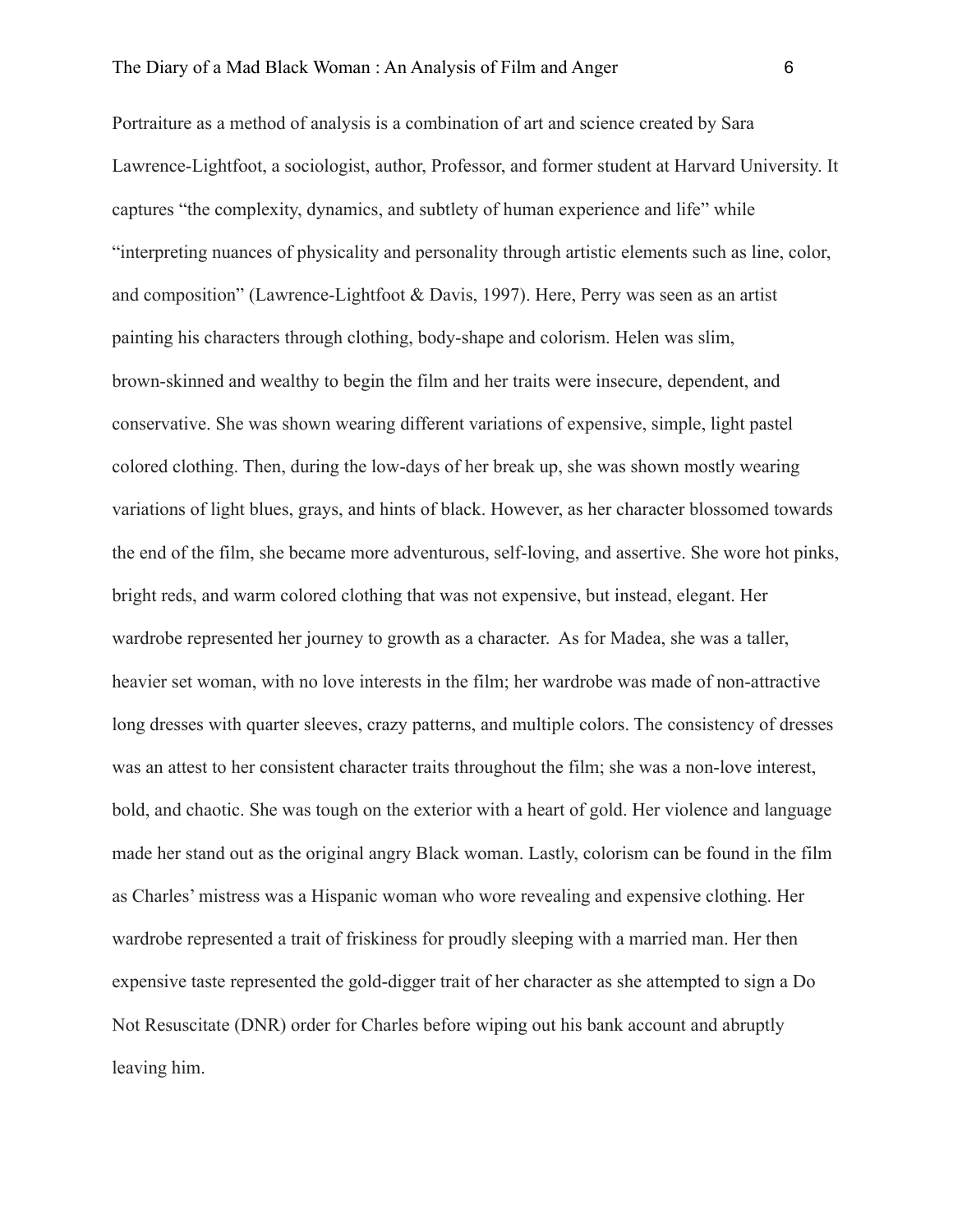Portraiture as a method of analysis is a combination of art and science created by Sara Lawrence-Lightfoot, a sociologist, author, Professor, and former student at Harvard University. It captures "the complexity, dynamics, and subtlety of human experience and life" while "interpreting nuances of physicality and personality through artistic elements such as line, color, and composition" (Lawrence-Lightfoot & Davis, 1997). Here, Perry was seen as an artist painting his characters through clothing, body-shape and colorism. Helen was slim, brown-skinned and wealthy to begin the film and her traits were insecure, dependent, and conservative. She was shown wearing different variations of expensive, simple, light pastel colored clothing. Then, during the low-days of her break up, she was shown mostly wearing variations of light blues, grays, and hints of black. However, as her character blossomed towards the end of the film, she became more adventurous, self-loving, and assertive. She wore hot pinks, bright reds, and warm colored clothing that was not expensive, but instead, elegant. Her wardrobe represented her journey to growth as a character. As for Madea, she was a taller, heavier set woman, with no love interests in the film; her wardrobe was made of non-attractive long dresses with quarter sleeves, crazy patterns, and multiple colors. The consistency of dresses was an attest to her consistent character traits throughout the film; she was a non-love interest, bold, and chaotic. She was tough on the exterior with a heart of gold. Her violence and language made her stand out as the original angry Black woman. Lastly, colorism can be found in the film as Charles' mistress was a Hispanic woman who wore revealing and expensive clothing. Her wardrobe represented a trait of friskiness for proudly sleeping with a married man. Her then expensive taste represented the gold-digger trait of her character as she attempted to sign a Do Not Resuscitate (DNR) order for Charles before wiping out his bank account and abruptly leaving him.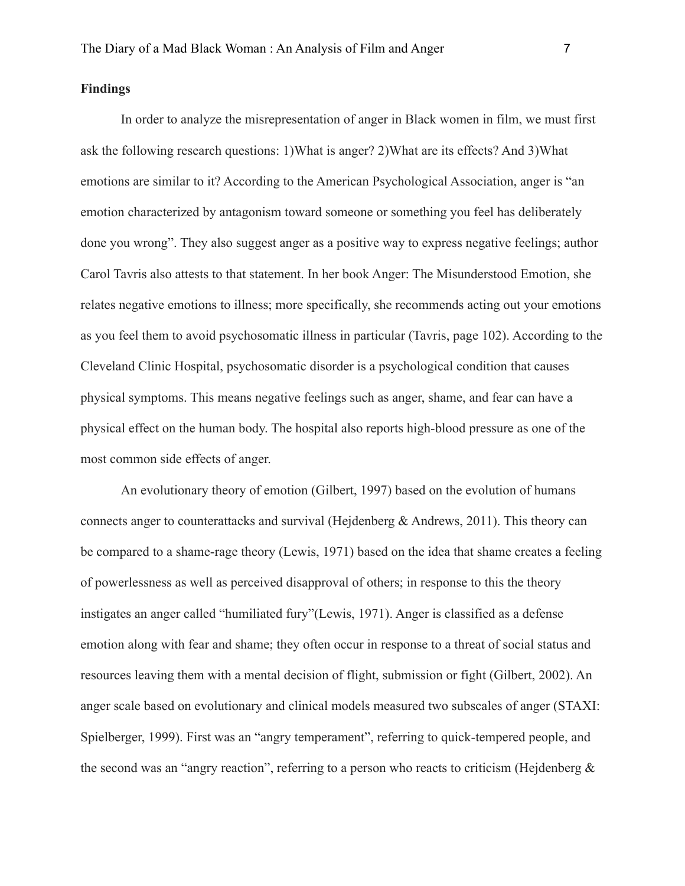**Findings**

In order to analyze the misrepresentation of anger in Black women in film, we must first ask the following research questions: 1)What is anger? 2)What are its effects? And 3)What emotions are similar to it? According to the American Psychological Association, anger is "an emotion characterized by antagonism toward someone or something you feel has deliberately done you wrong". They also suggest anger as a positive way to express negative feelings; author Carol Tavris also attests to that statement. In her book Anger: The Misunderstood Emotion, she relates negative emotions to illness; more specifically, she recommends acting out your emotions as you feel them to avoid psychosomatic illness in particular (Tavris, page 102). According to the Cleveland Clinic Hospital, psychosomatic disorder is a psychological condition that causes physical symptoms. This means negative feelings such as anger, shame, and fear can have a physical effect on the human body. The hospital also reports high-blood pressure as one of the most common side effects of anger.

An evolutionary theory of emotion (Gilbert, 1997) based on the evolution of humans connects anger to counterattacks and survival (Hejdenberg & Andrews, 2011). This theory can be compared to a shame-rage theory (Lewis, 1971) based on the idea that shame creates a feeling of powerlessness as well as perceived disapproval of others; in response to this the theory instigates an anger called "humiliated fury"(Lewis, 1971). Anger is classified as a defense emotion along with fear and shame; they often occur in response to a threat of social status and resources leaving them with a mental decision of flight, submission or fight (Gilbert, 2002). An anger scale based on evolutionary and clinical models measured two subscales of anger (STAXI: Spielberger, 1999). First was an "angry temperament", referring to quick-tempered people, and the second was an "angry reaction", referring to a person who reacts to criticism (Hejdenberg &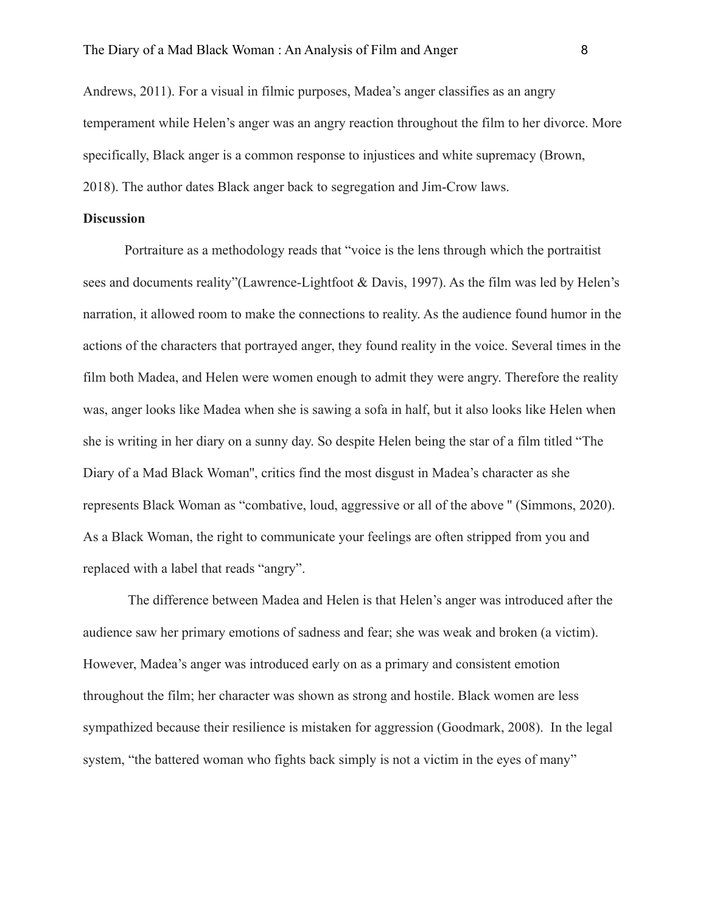Andrews, 2011). For a visual in filmic purposes, Madea's anger classifies as an angry temperament while Helen's anger was an angry reaction throughout the film to her divorce. More specifically, Black anger is a common response to injustices and white supremacy (Brown, 2018). The author dates Black anger back to segregation and Jim-Crow laws.

**Discussion**

Portraiture as a methodology reads that "voice is the lens through which the portraitist sees and documents reality"(Lawrence-Lightfoot & Davis, 1997). As the film was led by Helen's narration, it allowed room to make the connections to reality. As the audience found humor in the actions of the characters that portrayed anger, they found reality in the voice. Several times in the film both Madea, and Helen were women enough to admit they were angry. Therefore the reality was, anger looks like Madea when she is sawing a sofa in half, but it also looks like Helen when she is writing in her diary on a sunny day. So despite Helen being the star of a film titled "The Diary of a Mad Black Woman", critics find the most disgust in Madea's character as she represents Black Woman as "combative, loud, aggressive or all of the above " (Simmons, 2020). As a Black Woman, the right to communicate your feelings are often stripped from you and replaced with a label that reads "angry".

The difference between Madea and Helen is that Helen's anger was introduced after the audience saw her primary emotions of sadness and fear; she was weak and broken (a victim). However, Madea's anger was introduced early on as a primary and consistent emotion throughout the film; her character was shown as strong and hostile. Black women are less sympathized because their resilience is mistaken for aggression (Goodmark, 2008). In the legal system, "the battered woman who fights back simply is not a victim in the eyes of many"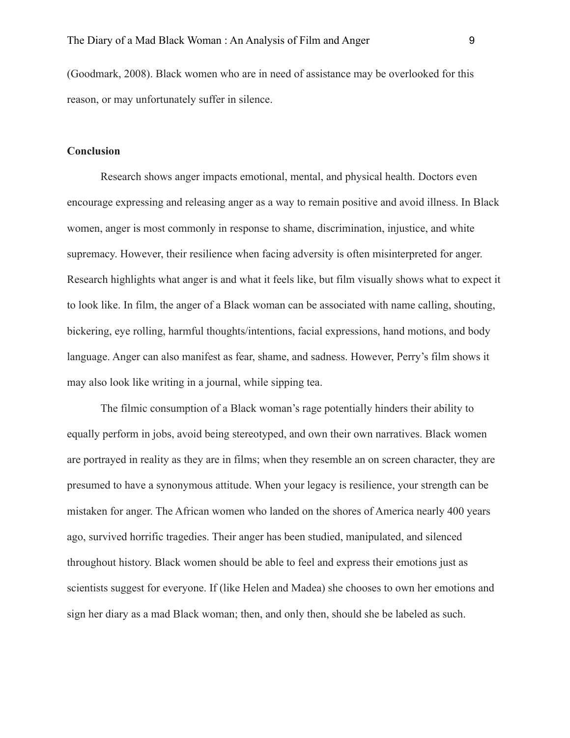(Goodmark, 2008). Black women who are in need of assistance may be overlooked for this reason, or may unfortunately suffer in silence.

## Conclusion

Research shows anger impacts emotional, mental, and physical health. Doctors even encourage expressing and releasing anger as a way to remain positive and avoid illness. In Black women, anger is most commonly in response to shame, discrimination, injustice, and white supremacy. However, their resilience when facing adversity is often misinterpreted for anger. Research highlights what anger is and what it feels like, but film visually shows what to expect it to look like. In film, the anger of a Black woman can be associated with name calling, shouting, bickering, eye rolling, harmful thoughts/intentions, facial expressions, hand motions, and body language. Anger can also manifest as fear, shame, and sadness. However, Perry's film shows it may also look like writing in a journal, while sipping tea.

The filmic consumption of a Black woman's rage potentially hinders their ability to equally perform in jobs, avoid being stereotyped, and own their own narratives. Black women are portrayed in reality as they are in films; when they resemble an on screen character, they are presumed to have a synonymous attitude. When your legacy is resilience, your strength can be mistaken for anger. The African women who landed on the shores of America nearly 400 years ago, survived horrific tragedies. Their anger has been studied, manipulated, and silenced throughout history. Black women should be able to feel and express their emotions just as scientists suggest for everyone. If (like Helen and Madea) she chooses to own her emotions and sign her diary as a mad Black woman; then, and only then, should she be labeled as such.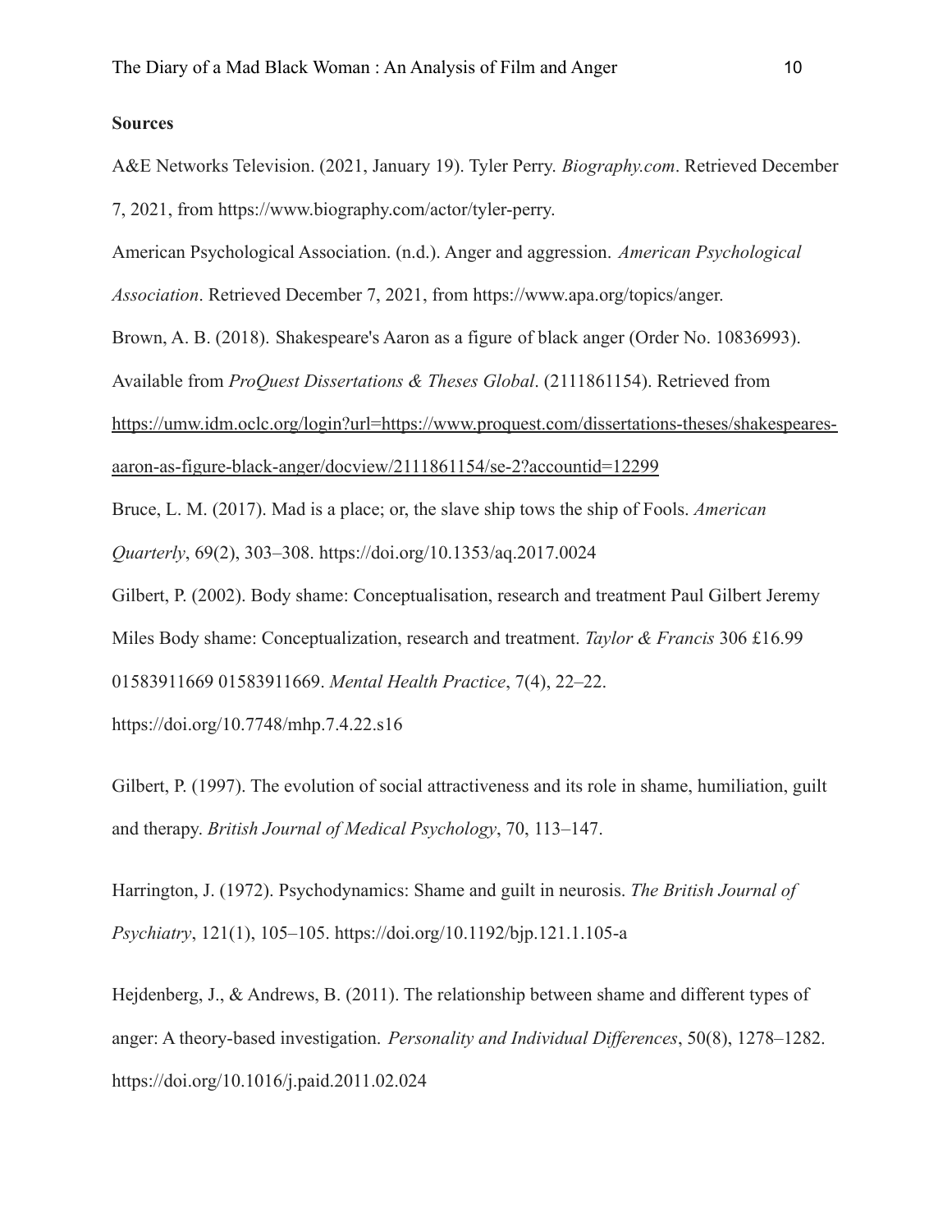**Sources**

A&E Networks Television. (2021, January 19). Tyler Perry. *Biography.com*. Retrieved December 7, 2021, from https://www.biography.com/actor/tyler-perry.

American Psychological Association. (n.d.). Anger and aggression. *American Psychological Association*. Retrieved December 7, 2021, from https://www.apa.org/topics/anger.

Brown, A. B. (2018). Shakespeare's Aaron as a figure of black anger (Order No. 10836993). Available from *ProQuest Dissertations & Theses Global*. (2111861154). Retrieved from https://umw.idm.oclc.org/login?url=https://www.proquest.com/dissertations-theses/shakespeares-aaron-as-figure-black-anger/docview/2111861154/se-2?accountid=12299

Bruce, L. M. (2017). Mad is a place; or, the slave ship tows the ship of Fools. *American Quarterly*, 69(2), 303–308. https://doi.org/10.1353/aq.2017.0024

Gilbert, P. (2002). Body shame: Conceptualisation, research and treatment Paul Gilbert Jeremy Miles Body shame: Conceptualization, research and treatment. *Taylor & Francis* 306 £16.99 01583911669 01583911669. *Mental Health Practice*, 7(4), 22–22. https://doi.org/10.7748/mhp.7.4.22.s16

Gilbert, P. (1997). The evolution of social attractiveness and its role in shame, humiliation, guilt and therapy. *British Journal of Medical Psychology*, 70, 113–147.

Harrington, J. (1972). Psychodynamics: Shame and guilt in neurosis. *The British Journal of Psychiatry*, 121(1), 105–105. https://doi.org/10.1192/bjp.121.1.105-a

Hejdenberg, J., & Andrews, B. (2011). The relationship between shame and different types of anger: A theory-based investigation. *Personality and Individual Differences*, 50(8), 1278–1282. https://doi.org/10.1016/j.paid.2011.02.024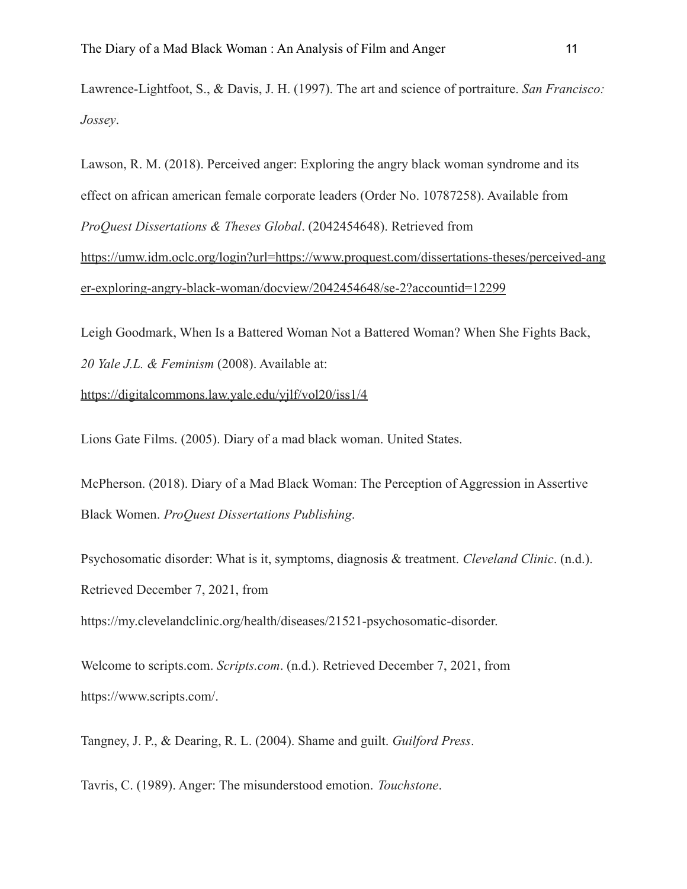Lawrence-Lightfoot, S., & Davis, J. H. (1997). The art and science of portraiture. *San Francisco: Jossey*.

Lawson, R. M. (2018). Perceived anger: Exploring the angry black woman syndrome and its effect on african american female corporate leaders (Order No. 10787258). Available from *ProQuest Dissertations & Theses Global*. (2042454648). Retrieved from [https://umw.idm.oclc.org/login?url=https://www.proquest.com/dissertations-theses/perceived-anger-exploring-angry-black-woman/docview/2042454648/se-2?accountid=12299](https://umw.idm.oclc.org/login?url=https://www.proquest.com/dissertations-theses/perceived-anger-exploring-angry-black-woman/docview/2042454648/se-2?accountid=12299)

Leigh Goodmark, When Is a Battered Woman Not a Battered Woman? When She Fights Back, *20 Yale J.L. & Feminism* (2008). Available at: [https://digitalcommons.law.yale.edu/yjlf/vol20/iss1/4](https://digitalcommons.law.yale.edu/yjlf/vol20/iss1/4)

Lions Gate Films. (2005). Diary of a mad black woman. United States.

McPherson. (2018). Diary of a Mad Black Woman: The Perception of Aggression in Assertive Black Women. *ProQuest Dissertations Publishing*.

Psychosomatic disorder: What is it, symptoms, diagnosis & treatment. *Cleveland Clinic*. (n.d.). Retrieved December 7, 2021, from https://my.clevelandclinic.org/health/diseases/21521-psychosomatic-disorder.

Welcome to scripts.com. *Scripts.com*. (n.d.). Retrieved December 7, 2021, from https://www.scripts.com/.

Tangney, J. P., & Dearing, R. L. (2004). Shame and guilt. *Guilford Press*.

Tavris, C. (1989). Anger: The misunderstood emotion. *Touchstone*.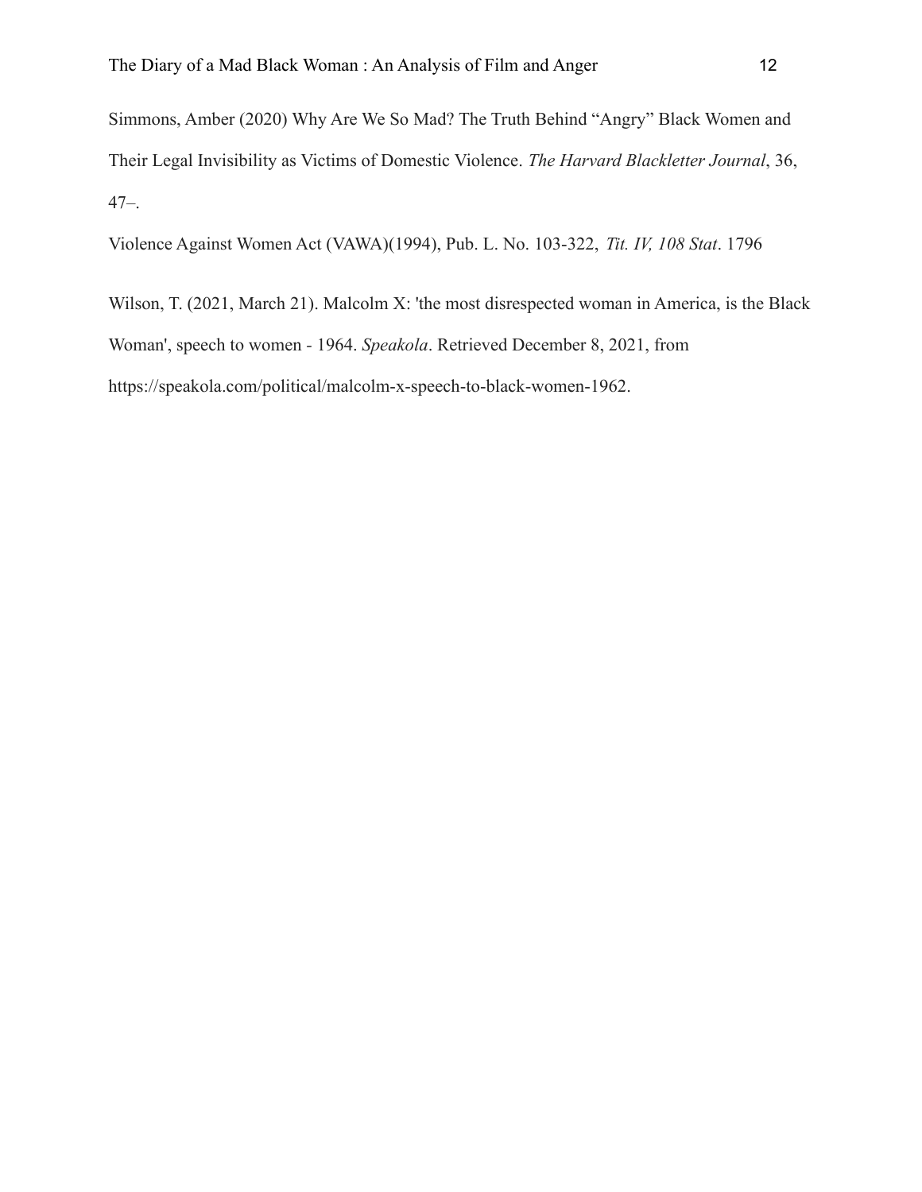Simmons, Amber (2020) Why Are We So Mad? The Truth Behind "Angry" Black Women and Their Legal Invisibility as Victims of Domestic Violence. *The Harvard Blackletter Journal*, 36, 47–.

Violence Against Women Act (VAWA)(1994), Pub. L. No. 103-322, *Tit. IV, 108 Stat*. 1796

Wilson, T. (2021, March 21). Malcolm X: 'the most disrespected woman in America, is the Black Woman', speech to women - 1964. *Speakola*. Retrieved December 8, 2021, from https://speakola.com/political/malcolm-x-speech-to-black-women-1962.